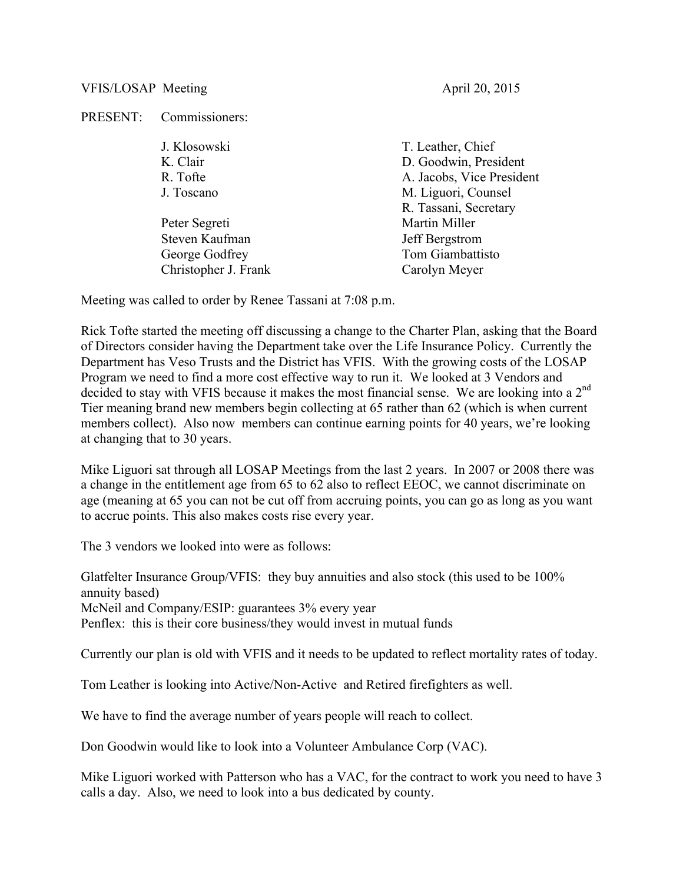VFIS/LOSAP Meeting April 20, 2015

PRESENT: Commissioners:

| | |
|---|---|
| J. Klosowski | T. Leather, Chief |
| K. Clair | D. Goodwin, President |
| R. Tofte | A. Jacobs, Vice President |
| J. Toscano | M. Liguori, Counsel |
| | R. Tassani, Secretary |
| Peter Segreti | Martin Miller |
| Steven Kaufman | Jeff Bergstrom |
| George Godfrey | Tom Giambattisto |
| Christopher J. Frank | Carolyn Meyer |

Meeting was called to order by Renee Tassani at 7:08 p.m.

Rick Tofte started the meeting off discussing a change to the Charter Plan, asking that the Board of Directors consider having the Department take over the Life Insurance Policy. Currently the Department has Veso Trusts and the District has VFIS. With the growing costs of the LOSAP Program we need to find a more cost effective way to run it. We looked at 3 Vendors and decided to stay with VFIS because it makes the most financial sense. We are looking into a 2nd Tier meaning brand new members begin collecting at 65 rather than 62 (which is when current members collect). Also now members can continue earning points for 40 years, we're looking at changing that to 30 years.

Mike Liguori sat through all LOSAP Meetings from the last 2 years. In 2007 or 2008 there was a change in the entitlement age from 65 to 62 also to reflect EEOC, we cannot discriminate on age (meaning at 65 you can not be cut off from accruing points, you can go as long as you want to accrue points. This also makes costs rise every year.

The 3 vendors we looked into were as follows:

Glatfelter Insurance Group/VFIS: they buy annuities and also stock (this used to be 100% annuity based)
McNeil and Company/ESIP: guarantees 3% every year
Penflex: this is their core business/they would invest in mutual funds

Currently our plan is old with VFIS and it needs to be updated to reflect mortality rates of today.

Tom Leather is looking into Active/Non-Active and Retired firefighters as well.

We have to find the average number of years people will reach to collect.

Don Goodwin would like to look into a Volunteer Ambulance Corp (VAC).

Mike Liguori worked with Patterson who has a VAC, for the contract to work you need to have 3 calls a day. Also, we need to look into a bus dedicated by county.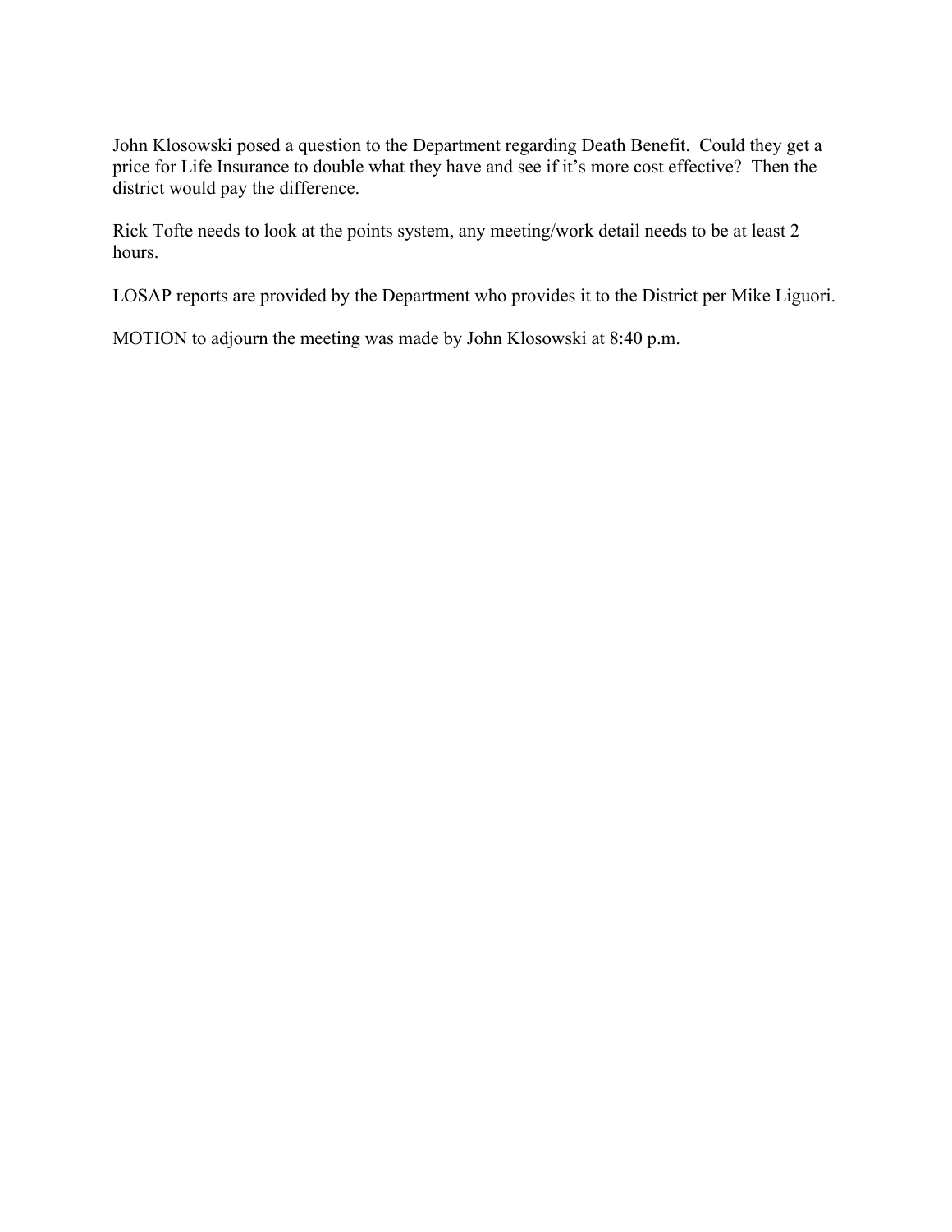John Klosowski posed a question to the Department regarding Death Benefit. Could they get a price for Life Insurance to double what they have and see if it's more cost effective? Then the district would pay the difference.

Rick Tofte needs to look at the points system, any meeting/work detail needs to be at least 2 hours.

LOSAP reports are provided by the Department who provides it to the District per Mike Liguori.

MOTION to adjourn the meeting was made by John Klosowski at 8:40 p.m.